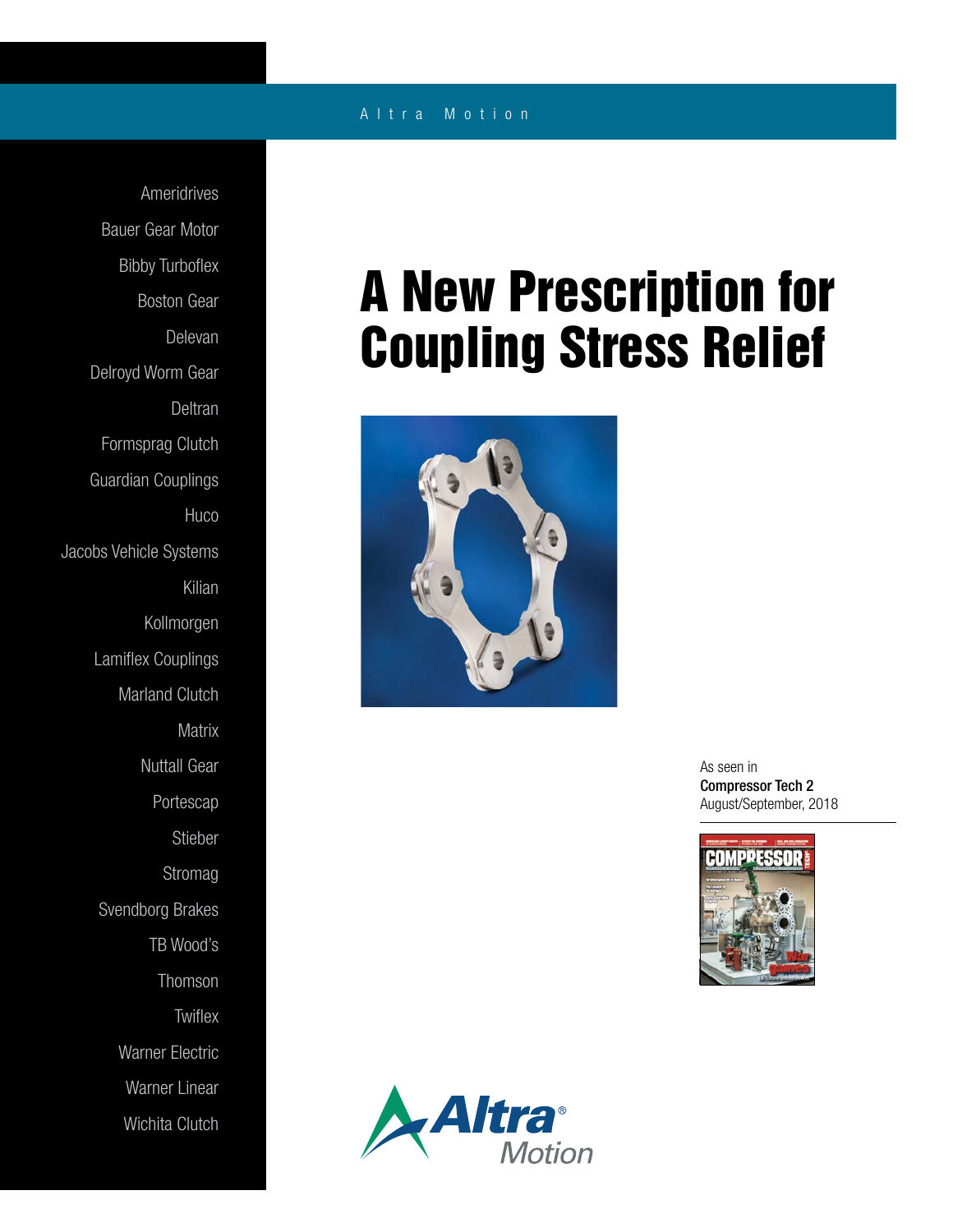Altra Motion

Ameridrives
Bauer Gear Motor
Bibby Turboflex
Boston Gear
Delevan
Delroyd Worm Gear
Deltran
Formsprag Clutch
Guardian Couplings
Huco
Jacobs Vehicle Systems
Kilian
Kollmorgen
Lamiflex Couplings
Marland Clutch
Matrix
Nuttall Gear
Portescap
Stieber
Stromag
Svendborg Brakes
TB Wood's
Thomson
Twiflex
Warner Electric
Warner Linear
Wichita Clutch

# A New Prescription for Coupling Stress Relief

As seen in
**Compressor Tech 2**
August/September, 2018

Altra® Motion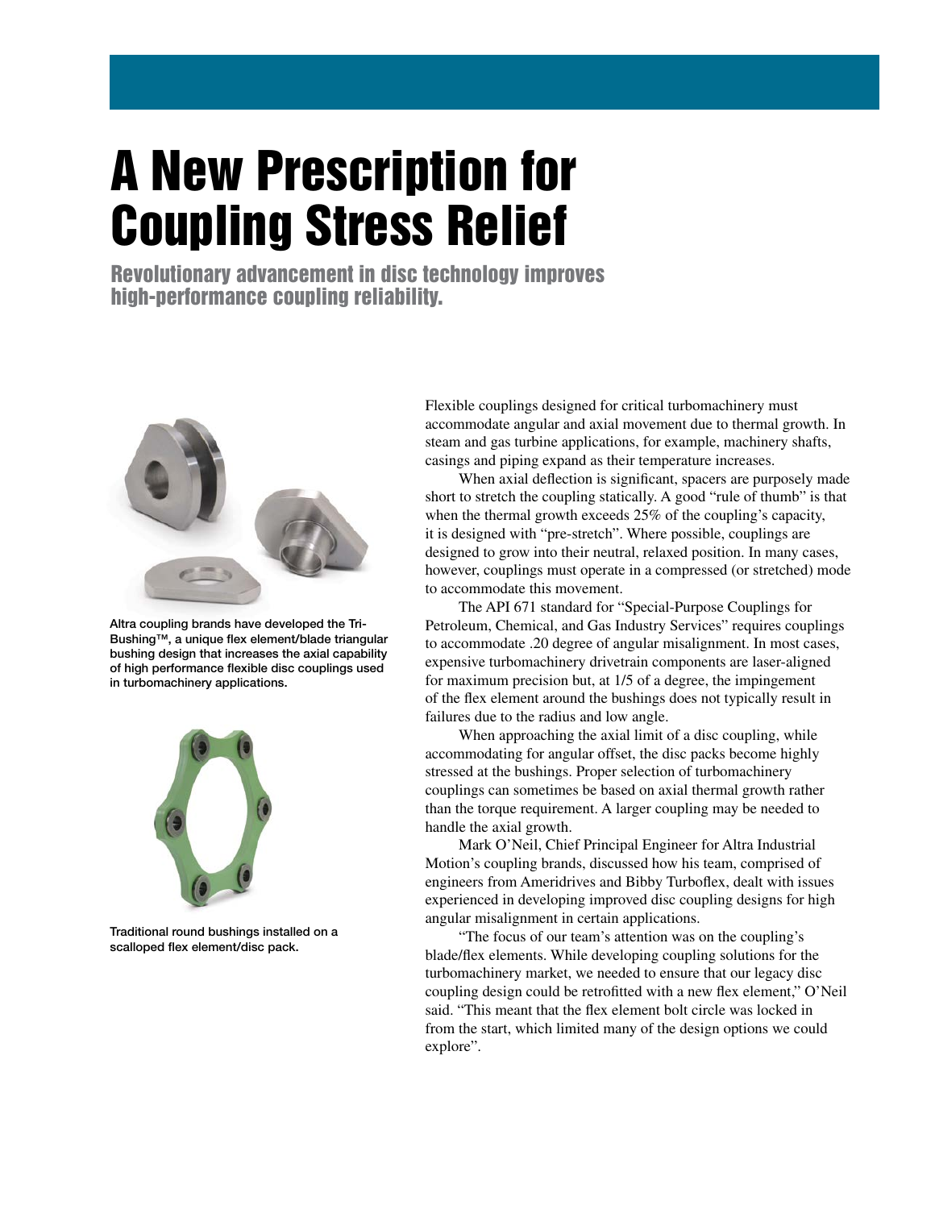# A New Prescription for Coupling Stress Relief

## Revolutionary advancement in disc technology improves high-performance coupling reliability.

Altra coupling brands have developed the Tri-Bushing™, a unique flex element/blade triangular bushing design that increases the axial capability of high performance flexible disc couplings used in turbomachinery applications.

Traditional round bushings installed on a scalloped flex element/disc pack.

Flexible couplings designed for critical turbomachinery must accommodate angular and axial movement due to thermal growth. In steam and gas turbine applications, for example, machinery shafts, casings and piping expand as their temperature increases.

When axial deflection is significant, spacers are purposely made short to stretch the coupling statically. A good "rule of thumb" is that when the thermal growth exceeds 25% of the coupling's capacity, it is designed with "pre-stretch". Where possible, couplings are designed to grow into their neutral, relaxed position. In many cases, however, couplings must operate in a compressed (or stretched) mode to accommodate this movement.

The API 671 standard for "Special-Purpose Couplings for Petroleum, Chemical, and Gas Industry Services" requires couplings to accommodate .20 degree of angular misalignment. In most cases, expensive turbomachinery drivetrain components are laser-aligned for maximum precision but, at 1/5 of a degree, the impingement of the flex element around the bushings does not typically result in failures due to the radius and low angle.

When approaching the axial limit of a disc coupling, while accommodating for angular offset, the disc packs become highly stressed at the bushings. Proper selection of turbomachinery couplings can sometimes be based on axial thermal growth rather than the torque requirement. A larger coupling may be needed to handle the axial growth.

Mark O'Neil, Chief Principal Engineer for Altra Industrial Motion's coupling brands, discussed how his team, comprised of engineers from Ameridrives and Bibby Turboflex, dealt with issues experienced in developing improved disc coupling designs for high angular misalignment in certain applications.

"The focus of our team's attention was on the coupling's blade/flex elements. While developing coupling solutions for the turbomachinery market, we needed to ensure that our legacy disc coupling design could be retrofitted with a new flex element," O'Neil said. "This meant that the flex element bolt circle was locked in from the start, which limited many of the design options we could explore".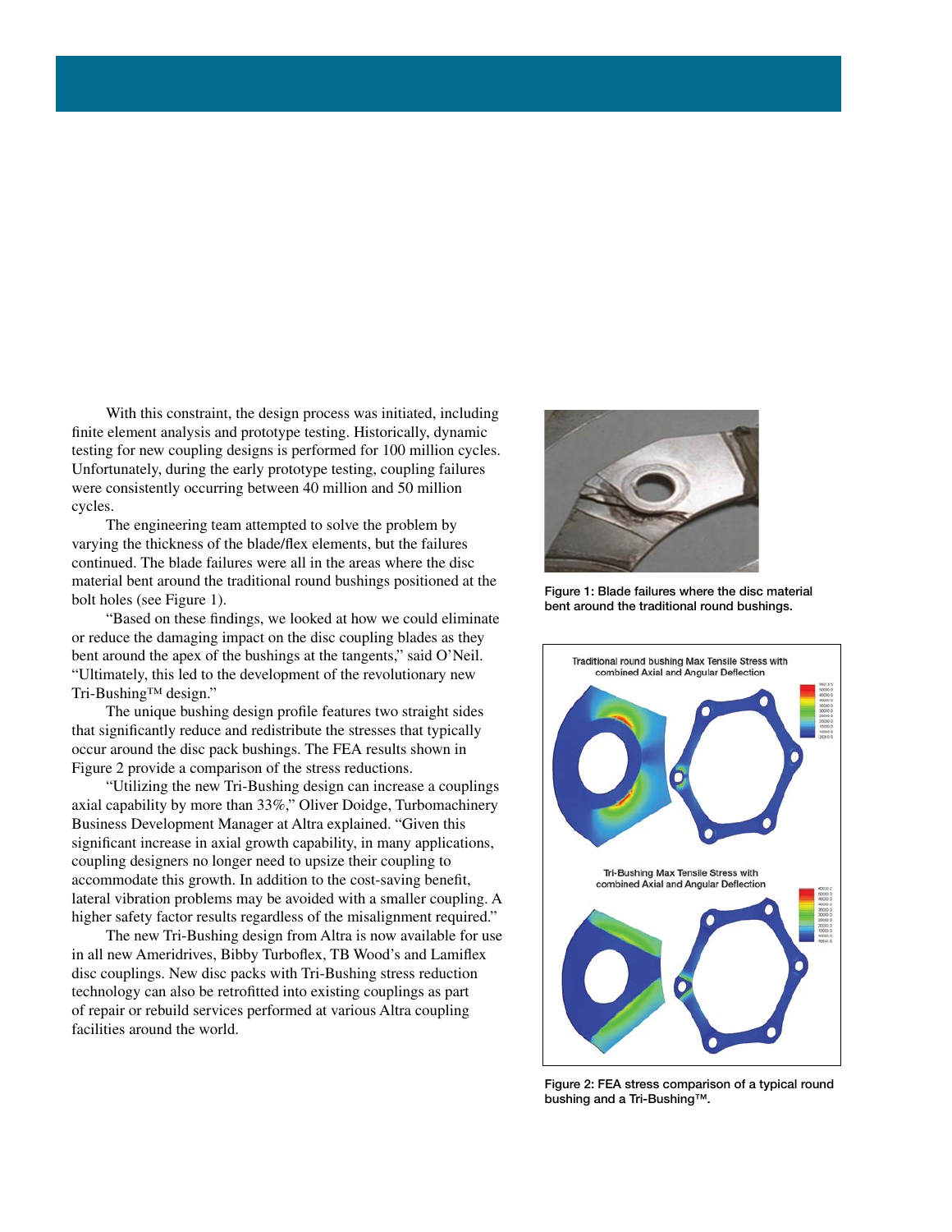With this constraint, the design process was initiated, including finite element analysis and prototype testing. Historically, dynamic testing for new coupling designs is performed for 100 million cycles. Unfortunately, during the early prototype testing, coupling failures were consistently occurring between 40 million and 50 million cycles.

The engineering team attempted to solve the problem by varying the thickness of the blade/flex elements, but the failures continued. The blade failures were all in the areas where the disc material bent around the traditional round bushings positioned at the bolt holes (see Figure 1).

"Based on these findings, we looked at how we could eliminate or reduce the damaging impact on the disc coupling blades as they bent around the apex of the bushings at the tangents," said O'Neil. "Ultimately, this led to the development of the revolutionary new Tri-Bushing™ design."

The unique bushing design profile features two straight sides that significantly reduce and redistribute the stresses that typically occur around the disc pack bushings. The FEA results shown in Figure 2 provide a comparison of the stress reductions.

"Utilizing the new Tri-Bushing design can increase a couplings axial capability by more than 33%," Oliver Doidge, Turbomachinery Business Development Manager at Altra explained. "Given this significant increase in axial growth capability, in many applications, coupling designers no longer need to upsize their coupling to accommodate this growth. In addition to the cost-saving benefit, lateral vibration problems may be avoided with a smaller coupling. A higher safety factor results regardless of the misalignment required."

The new Tri-Bushing design from Altra is now available for use in all new Ameridrives, Bibby Turboflex, TB Wood's and Lamiflex disc couplings. New disc packs with Tri-Bushing stress reduction technology can also be retrofitted into existing couplings as part of repair or rebuild services performed at various Altra coupling facilities around the world.

**Figure 1: Blade failures where the disc material bent around the traditional round bushings.**

Traditional round bushing Max Tensile Stress with combined Axial and Angular Deflection

Tri-Bushing Max Tensile Stress with combined Axial and Angular Deflection

**Figure 2: FEA stress comparison of a typical round bushing and a Tri-Bushing™.**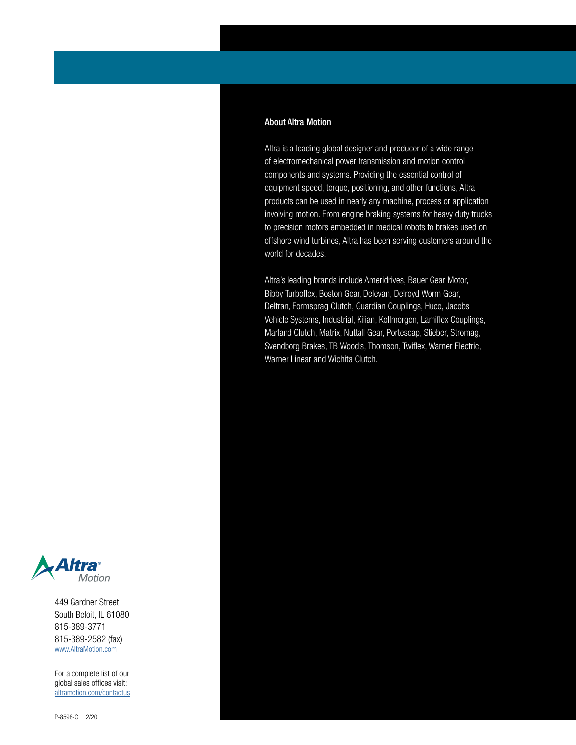## About Altra Motion

Altra is a leading global designer and producer of a wide range of electromechanical power transmission and motion control components and systems. Providing the essential control of equipment speed, torque, positioning, and other functions, Altra products can be used in nearly any machine, process or application involving motion. From engine braking systems for heavy duty trucks to precision motors embedded in medical robots to brakes used on offshore wind turbines, Altra has been serving customers around the world for decades.

Altra's leading brands include Ameridrives, Bauer Gear Motor, Bibby Turboflex, Boston Gear, Delevan, Delroyd Worm Gear, Deltran, Formsprag Clutch, Guardian Couplings, Huco, Jacobs Vehicle Systems, Industrial, Kilian, Kollmorgen, Lamiflex Couplings, Marland Clutch, Matrix, Nuttall Gear, Portescap, Stieber, Stromag, Svendborg Brakes, TB Wood's, Thomson, Twiflex, Warner Electric, Warner Linear and Wichita Clutch.

Altra Motion

449 Gardner Street
South Beloit, IL 61080
815-389-3771
815-389-2582 (fax)
www.AltraMotion.com

For a complete list of our global sales offices visit:
altramotion.com/contactus

P-8598-C 2/20